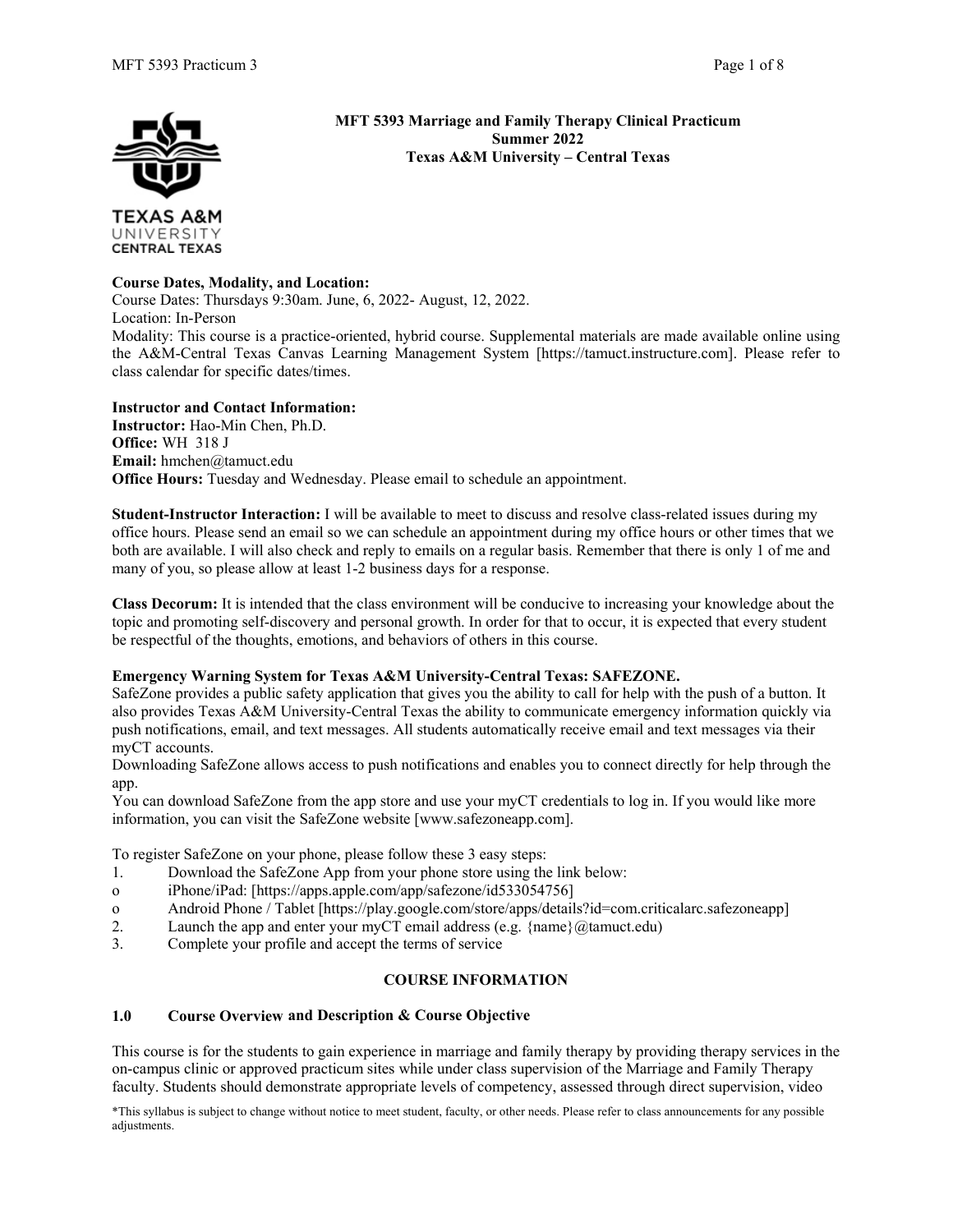**MFT 5393 Marriage and Family Therapy Clinical Practicum**
**Summer 2022**
**Texas A&M University – Central Texas**

**Course Dates, Modality, and Location:**
Course Dates: Thursdays 9:30am. June, 6, 2022- August, 12, 2022.
Location: In-Person
Modality: This course is a practice-oriented, hybrid course. Supplemental materials are made available online using the A&M-Central Texas Canvas Learning Management System [https://tamuct.instructure.com]. Please refer to class calendar for specific dates/times.

**Instructor and Contact Information:**
**Instructor:** Hao-Min Chen, Ph.D.
**Office:** WH 318 J
**Email:** hmchen@tamuct.edu
**Office Hours:** Tuesday and Wednesday. Please email to schedule an appointment.

**Student-Instructor Interaction:** I will be available to meet to discuss and resolve class-related issues during my office hours. Please send an email so we can schedule an appointment during my office hours or other times that we both are available. I will also check and reply to emails on a regular basis. Remember that there is only 1 of me and many of you, so please allow at least 1-2 business days for a response.

**Class Decorum:** It is intended that the class environment will be conducive to increasing your knowledge about the topic and promoting self-discovery and personal growth. In order for that to occur, it is expected that every student be respectful of the thoughts, emotions, and behaviors of others in this course.

**Emergency Warning System for Texas A&M University-Central Texas: SAFEZONE.**
SafeZone provides a public safety application that gives you the ability to call for help with the push of a button. It also provides Texas A&M University-Central Texas the ability to communicate emergency information quickly via push notifications, email, and text messages. All students automatically receive email and text messages via their myCT accounts.
Downloading SafeZone allows access to push notifications and enables you to connect directly for help through the app.
You can download SafeZone from the app store and use your myCT credentials to log in. If you would like more information, you can visit the SafeZone website [www.safezoneapp.com].

To register SafeZone on your phone, please follow these 3 easy steps:

1. Download the SafeZone App from your phone store using the link below:
   - iPhone/iPad: [https://apps.apple.com/app/safezone/id533054756]
   - Android Phone / Tablet [https://play.google.com/store/apps/details?id=com.criticalarc.safezoneapp]
2. Launch the app and enter your myCT email address (e.g. {name}@tamuct.edu)
3. Complete your profile and accept the terms of service

## COURSE INFORMATION

### 1.0 Course Overview and Description & Course Objective

This course is for the students to gain experience in marriage and family therapy by providing therapy services in the on-campus clinic or approved practicum sites while under class supervision of the Marriage and Family Therapy faculty. Students should demonstrate appropriate levels of competency, assessed through direct supervision, video

*This syllabus is subject to change without notice to meet student, faculty, or other needs. Please refer to class announcements for any possible adjustments.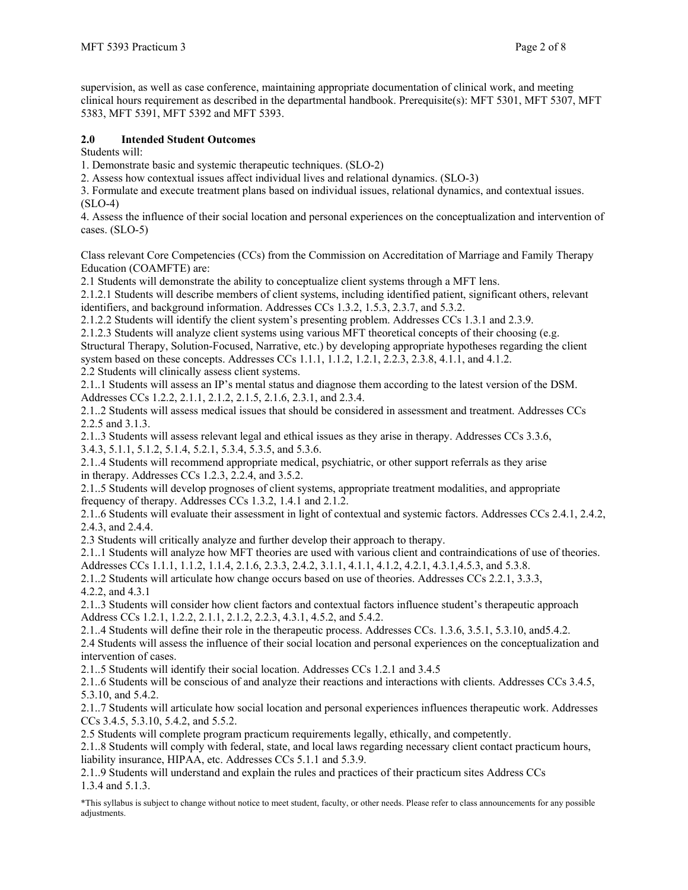supervision, as well as case conference, maintaining appropriate documentation of clinical work, and meeting clinical hours requirement as described in the departmental handbook. Prerequisite(s): MFT 5301, MFT 5307, MFT 5383, MFT 5391, MFT 5392 and MFT 5393.

## 2.0 Intended Student Outcomes

Students will:

1. Demonstrate basic and systemic therapeutic techniques. (SLO-2)
2. Assess how contextual issues affect individual lives and relational dynamics. (SLO-3)
3. Formulate and execute treatment plans based on individual issues, relational dynamics, and contextual issues. (SLO-4)
4. Assess the influence of their social location and personal experiences on the conceptualization and intervention of cases. (SLO-5)

Class relevant Core Competencies (CCs) from the Commission on Accreditation of Marriage and Family Therapy Education (COAMFTE) are:

2.1 Students will demonstrate the ability to conceptualize client systems through a MFT lens.

2.1.2.1 Students will describe members of client systems, including identified patient, significant others, relevant identifiers, and background information. Addresses CCs 1.3.2, 1.5.3, 2.3.7, and 5.3.2.

2.1.2.2 Students will identify the client system's presenting problem. Addresses CCs 1.3.1 and 2.3.9.

2.1.2.3 Students will analyze client systems using various MFT theoretical concepts of their choosing (e.g. Structural Therapy, Solution-Focused, Narrative, etc.) by developing appropriate hypotheses regarding the client system based on these concepts. Addresses CCs 1.1.1, 1.1.2, 1.2.1, 2.2.3, 2.3.8, 4.1.1, and 4.1.2.

2.2 Students will clinically assess client systems.

2.1..1 Students will assess an IP's mental status and diagnose them according to the latest version of the DSM. Addresses CCs 1.2.2, 2.1.1, 2.1.2, 2.1.5, 2.1.6, 2.3.1, and 2.3.4.

2.1..2 Students will assess medical issues that should be considered in assessment and treatment. Addresses CCs 2.2.5 and 3.1.3.

2.1..3 Students will assess relevant legal and ethical issues as they arise in therapy. Addresses CCs 3.3.6, 3.4.3, 5.1.1, 5.1.2, 5.1.4, 5.2.1, 5.3.4, 5.3.5, and 5.3.6.

2.1..4 Students will recommend appropriate medical, psychiatric, or other support referrals as they arise in therapy. Addresses CCs 1.2.3, 2.2.4, and 3.5.2.

2.1..5 Students will develop prognoses of client systems, appropriate treatment modalities, and appropriate frequency of therapy. Addresses CCs 1.3.2, 1.4.1 and 2.1.2.

2.1..6 Students will evaluate their assessment in light of contextual and systemic factors. Addresses CCs 2.4.1, 2.4.2, 2.4.3, and 2.4.4.

2.3 Students will critically analyze and further develop their approach to therapy.

2.1..1 Students will analyze how MFT theories are used with various client and contraindications of use of theories. Addresses CCs 1.1.1, 1.1.2, 1.1.4, 2.1.6, 2.3.3, 2.4.2, 3.1.1, 4.1.1, 4.1.2, 4.2.1, 4.3.1,4.5.3, and 5.3.8.

2.1..2 Students will articulate how change occurs based on use of theories. Addresses CCs 2.2.1, 3.3.3, 4.2.2, and 4.3.1

2.1..3 Students will consider how client factors and contextual factors influence student's therapeutic approach Address CCs 1.2.1, 1.2.2, 2.1.1, 2.1.2, 2.2.3, 4.3.1, 4.5.2, and 5.4.2.

2.1..4 Students will define their role in the therapeutic process. Addresses CCs. 1.3.6, 3.5.1, 5.3.10, and5.4.2.

2.4 Students will assess the influence of their social location and personal experiences on the conceptualization and intervention of cases.

2.1..5 Students will identify their social location. Addresses CCs 1.2.1 and 3.4.5

2.1..6 Students will be conscious of and analyze their reactions and interactions with clients. Addresses CCs 3.4.5, 5.3.10, and 5.4.2.

2.1..7 Students will articulate how social location and personal experiences influences therapeutic work. Addresses CCs 3.4.5, 5.3.10, 5.4.2, and 5.5.2.

2.5 Students will complete program practicum requirements legally, ethically, and competently.

2.1..8 Students will comply with federal, state, and local laws regarding necessary client contact practicum hours, liability insurance, HIPAA, etc. Addresses CCs 5.1.1 and 5.3.9.

2.1..9 Students will understand and explain the rules and practices of their practicum sites Address CCs 1.3.4 and 5.1.3.

*This syllabus is subject to change without notice to meet student, faculty, or other needs. Please refer to class announcements for any possible adjustments.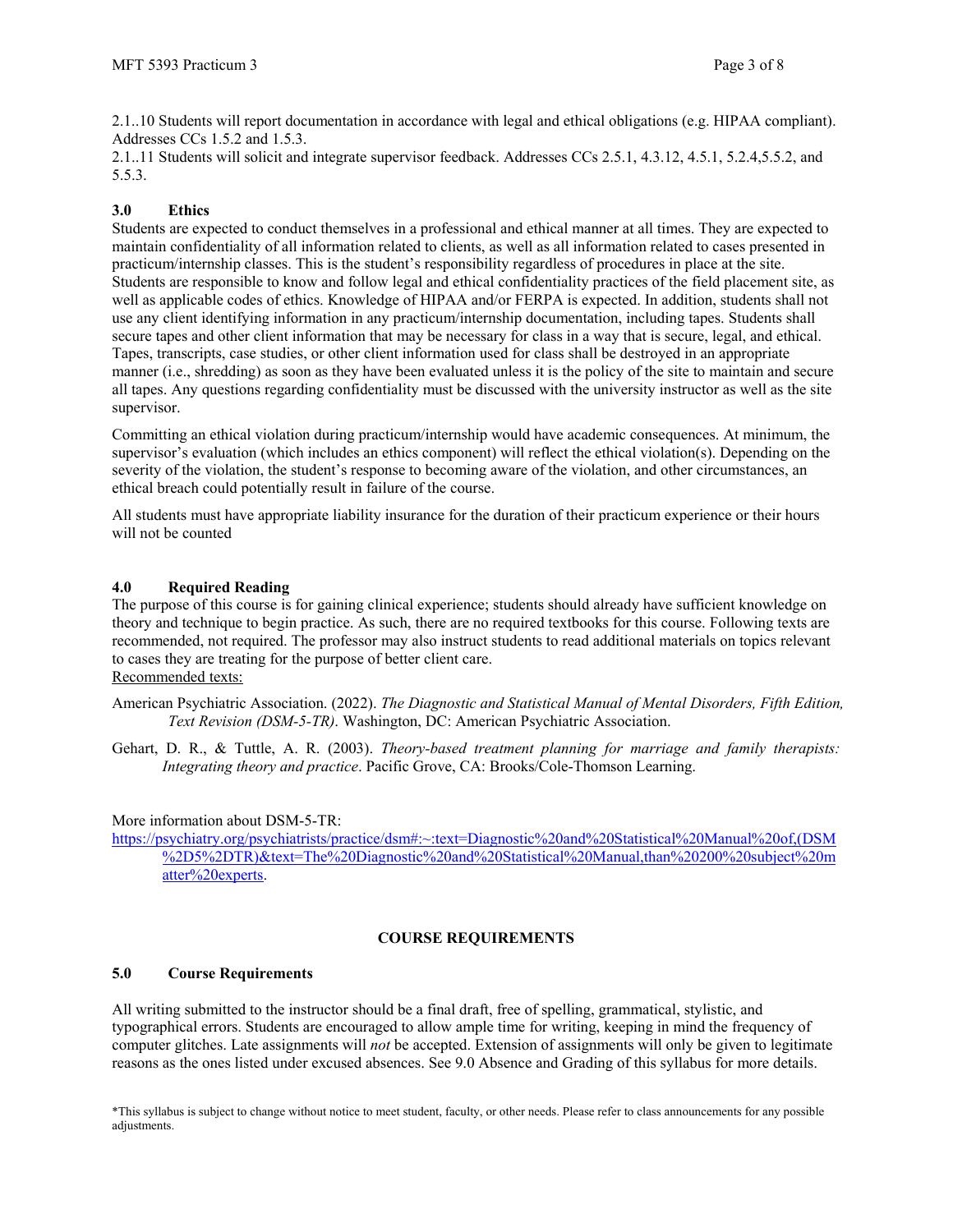2.1..10 Students will report documentation in accordance with legal and ethical obligations (e.g. HIPAA compliant). Addresses CCs 1.5.2 and 1.5.3.
2.1..11 Students will solicit and integrate supervisor feedback. Addresses CCs 2.5.1, 4.3.12, 4.5.1, 5.2.4,5.5.2, and 5.5.3.

## 3.0 Ethics

Students are expected to conduct themselves in a professional and ethical manner at all times. They are expected to maintain confidentiality of all information related to clients, as well as all information related to cases presented in practicum/internship classes. This is the student's responsibility regardless of procedures in place at the site. Students are responsible to know and follow legal and ethical confidentiality practices of the field placement site, as well as applicable codes of ethics. Knowledge of HIPAA and/or FERPA is expected. In addition, students shall not use any client identifying information in any practicum/internship documentation, including tapes. Students shall secure tapes and other client information that may be necessary for class in a way that is secure, legal, and ethical. Tapes, transcripts, case studies, or other client information used for class shall be destroyed in an appropriate manner (i.e., shredding) as soon as they have been evaluated unless it is the policy of the site to maintain and secure all tapes. Any questions regarding confidentiality must be discussed with the university instructor as well as the site supervisor.

Committing an ethical violation during practicum/internship would have academic consequences. At minimum, the supervisor's evaluation (which includes an ethics component) will reflect the ethical violation(s). Depending on the severity of the violation, the student's response to becoming aware of the violation, and other circumstances, an ethical breach could potentially result in failure of the course.

All students must have appropriate liability insurance for the duration of their practicum experience or their hours will not be counted

## 4.0 Required Reading

The purpose of this course is for gaining clinical experience; students should already have sufficient knowledge on theory and technique to begin practice. As such, there are no required textbooks for this course. Following texts are recommended, not required. The professor may also instruct students to read additional materials on topics relevant to cases they are treating for the purpose of better client care.

Recommended texts:

American Psychiatric Association. (2022). *The Diagnostic and Statistical Manual of Mental Disorders, Fifth Edition, Text Revision (DSM-5-TR)*. Washington, DC: American Psychiatric Association.

Gehart, D. R., & Tuttle, A. R. (2003). *Theory-based treatment planning for marriage and family therapists: Integrating theory and practice*. Pacific Grove, CA: Brooks/Cole-Thomson Learning.

More information about DSM-5-TR:
[https://psychiatry.org/psychiatrists/practice/dsm#:~:text=Diagnostic%20and%20Statistical%20Manual%20of,(DSM%2D5%2DTR)&text=The%20Diagnostic%20and%20Statistical%20Manual,than%20200%20subject%20matter%20experts](https://psychiatry.org/psychiatrists/practice/dsm#:~:text=Diagnostic%20and%20Statistical%20Manual%20of,(DSM%2D5%2DTR)&text=The%20Diagnostic%20and%20Statistical%20Manual,than%20200%20subject%20matter%20experts).

# COURSE REQUIREMENTS

## 5.0 Course Requirements

All writing submitted to the instructor should be a final draft, free of spelling, grammatical, stylistic, and typographical errors. Students are encouraged to allow ample time for writing, keeping in mind the frequency of computer glitches. Late assignments will *not* be accepted. Extension of assignments will only be given to legitimate reasons as the ones listed under excused absences. See 9.0 Absence and Grading of this syllabus for more details.

*This syllabus is subject to change without notice to meet student, faculty, or other needs. Please refer to class announcements for any possible adjustments.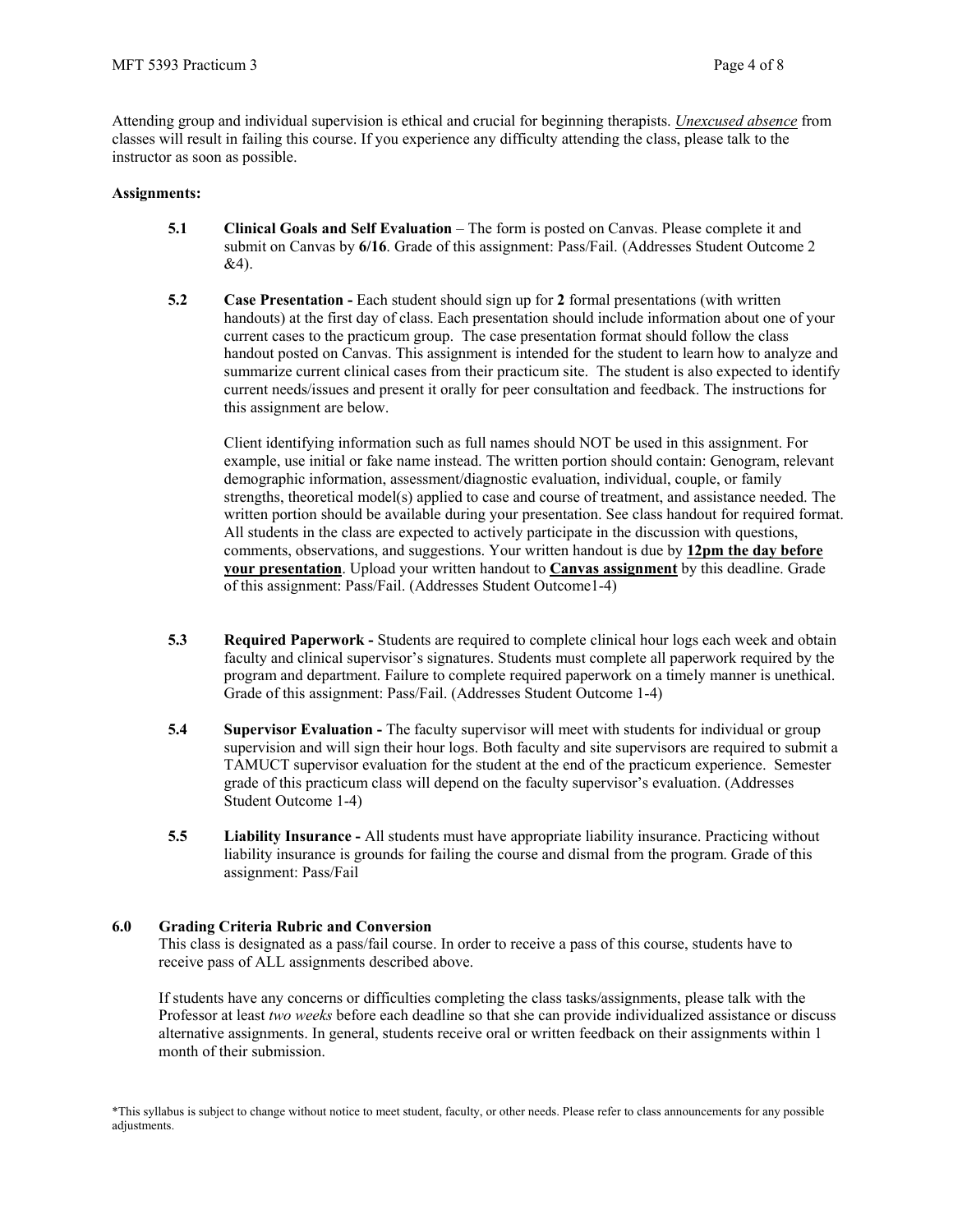Attending group and individual supervision is ethical and crucial for beginning therapists. *Unexcused absence* from classes will result in failing this course. If you experience any difficulty attending the class, please talk to the instructor as soon as possible.

**Assignments:**

**5.1 Clinical Goals and Self Evaluation** – The form is posted on Canvas. Please complete it and submit on Canvas by **6/16**. Grade of this assignment: Pass/Fail. (Addresses Student Outcome 2 &4).

**5.2 Case Presentation -** Each student should sign up for **2** formal presentations (with written handouts) at the first day of class. Each presentation should include information about one of your current cases to the practicum group. The case presentation format should follow the class handout posted on Canvas. This assignment is intended for the student to learn how to analyze and summarize current clinical cases from their practicum site. The student is also expected to identify current needs/issues and present it orally for peer consultation and feedback. The instructions for this assignment are below.

Client identifying information such as full names should NOT be used in this assignment. For example, use initial or fake name instead. The written portion should contain: Genogram, relevant demographic information, assessment/diagnostic evaluation, individual, couple, or family strengths, theoretical model(s) applied to case and course of treatment, and assistance needed. The written portion should be available during your presentation. See class handout for required format. All students in the class are expected to actively participate in the discussion with questions, comments, observations, and suggestions. Your written handout is due by **12pm the day before your presentation**. Upload your written handout to **Canvas assignment** by this deadline. Grade of this assignment: Pass/Fail. (Addresses Student Outcome1-4)

**5.3 Required Paperwork -** Students are required to complete clinical hour logs each week and obtain faculty and clinical supervisor's signatures. Students must complete all paperwork required by the program and department. Failure to complete required paperwork on a timely manner is unethical. Grade of this assignment: Pass/Fail. (Addresses Student Outcome 1-4)

**5.4 Supervisor Evaluation -** The faculty supervisor will meet with students for individual or group supervision and will sign their hour logs. Both faculty and site supervisors are required to submit a TAMUCT supervisor evaluation for the student at the end of the practicum experience. Semester grade of this practicum class will depend on the faculty supervisor's evaluation. (Addresses Student Outcome 1-4)

**5.5 Liability Insurance -** All students must have appropriate liability insurance. Practicing without liability insurance is grounds for failing the course and dismal from the program. Grade of this assignment: Pass/Fail

## 6.0 Grading Criteria Rubric and Conversion

This class is designated as a pass/fail course. In order to receive a pass of this course, students have to receive pass of ALL assignments described above.

If students have any concerns or difficulties completing the class tasks/assignments, please talk with the Professor at least *two weeks* before each deadline so that she can provide individualized assistance or discuss alternative assignments. In general, students receive oral or written feedback on their assignments within 1 month of their submission.

*This syllabus is subject to change without notice to meet student, faculty, or other needs. Please refer to class announcements for any possible adjustments.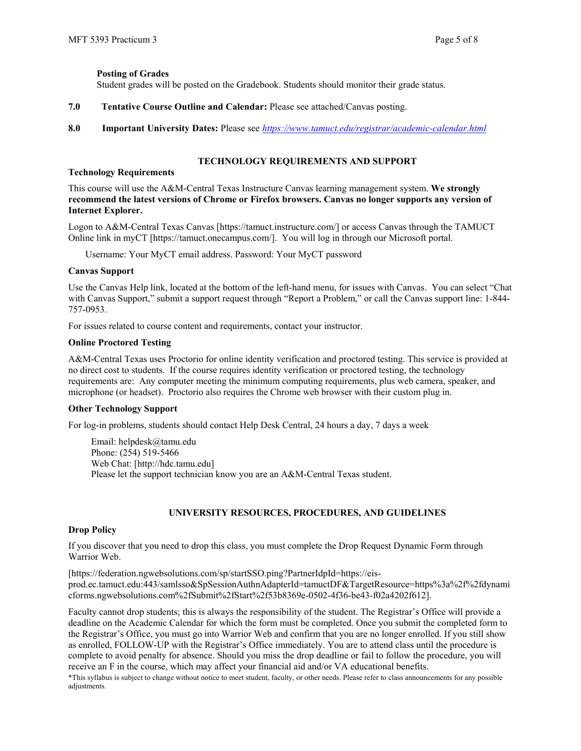**Posting of Grades**
Student grades will be posted on the Gradebook. Students should monitor their grade status.

**7.0 Tentative Course Outline and Calendar:** Please see attached/Canvas posting.

**8.0 Important University Dates:** Please see *https://www.tamuct.edu/registrar/academic-calendar.html*

## TECHNOLOGY REQUIREMENTS AND SUPPORT

### Technology Requirements

This course will use the A&M-Central Texas Instructure Canvas learning management system. **We strongly recommend the latest versions of Chrome or Firefox browsers. Canvas no longer supports any version of Internet Explorer.**

Logon to A&M-Central Texas Canvas [https://tamuct.instructure.com/] or access Canvas through the TAMUCT Online link in myCT [https://tamuct.onecampus.com/]. You will log in through our Microsoft portal.

Username: Your MyCT email address. Password: Your MyCT password

### Canvas Support

Use the Canvas Help link, located at the bottom of the left-hand menu, for issues with Canvas. You can select "Chat with Canvas Support," submit a support request through "Report a Problem," or call the Canvas support line: 1-844-757-0953.

For issues related to course content and requirements, contact your instructor.

### Online Proctored Testing

A&M-Central Texas uses Proctorio for online identity verification and proctored testing. This service is provided at no direct cost to students. If the course requires identity verification or proctored testing, the technology requirements are: Any computer meeting the minimum computing requirements, plus web camera, speaker, and microphone (or headset). Proctorio also requires the Chrome web browser with their custom plug in.

### Other Technology Support

For log-in problems, students should contact Help Desk Central, 24 hours a day, 7 days a week

Email: helpdesk@tamu.edu
Phone: (254) 519-5466
Web Chat: [http://hdc.tamu.edu]
Please let the support technician know you are an A&M-Central Texas student.

## UNIVERSITY RESOURCES, PROCEDURES, AND GUIDELINES

### Drop Policy

If you discover that you need to drop this class, you must complete the Drop Request Dynamic Form through Warrior Web.

[https://federation.ngwebsolutions.com/sp/startSSO.ping?PartnerIdpId=https://eis-prod.ec.tamuct.edu:443/samlsso&SpSessionAuthnAdapterId=tamuctDF&TargetResource=https%3a%2f%2fdynamicforms.ngwebsolutions.com%2fSubmit%2fStart%2f53b8369e-0502-4f36-be43-f02a4202f612].

Faculty cannot drop students; this is always the responsibility of the student. The Registrar's Office will provide a deadline on the Academic Calendar for which the form must be completed. Once you submit the completed form to the Registrar's Office, you must go into Warrior Web and confirm that you are no longer enrolled. If you still show as enrolled, FOLLOW-UP with the Registrar's Office immediately. You are to attend class until the procedure is complete to avoid penalty for absence. Should you miss the drop deadline or fail to follow the procedure, you will receive an F in the course, which may affect your financial aid and/or VA educational benefits.

*This syllabus is subject to change without notice to meet student, faculty, or other needs. Please refer to class announcements for any possible adjustments.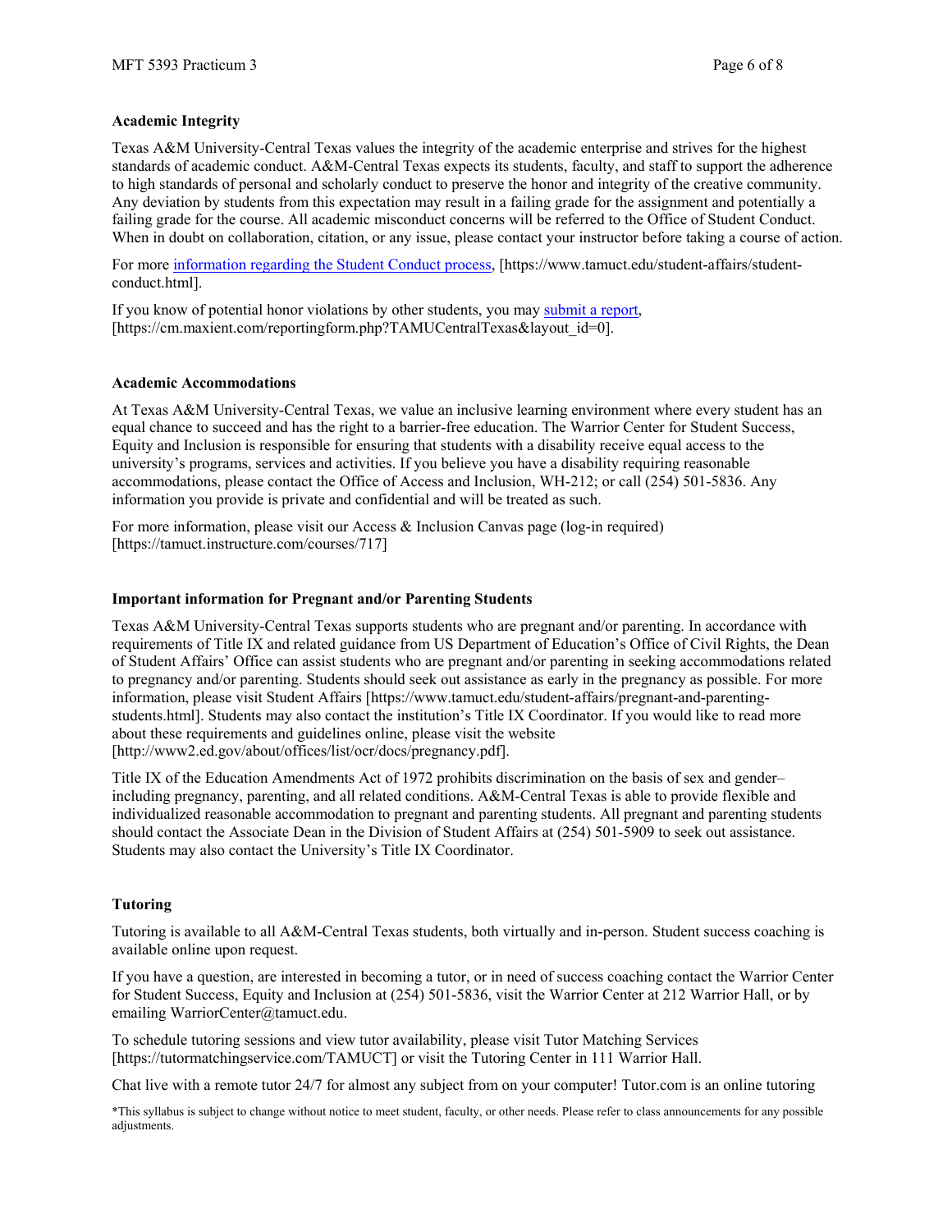**Academic Integrity**

Texas A&M University-Central Texas values the integrity of the academic enterprise and strives for the highest standards of academic conduct. A&M-Central Texas expects its students, faculty, and staff to support the adherence to high standards of personal and scholarly conduct to preserve the honor and integrity of the creative community. Any deviation by students from this expectation may result in a failing grade for the assignment and potentially a failing grade for the course. All academic misconduct concerns will be referred to the Office of Student Conduct. When in doubt on collaboration, citation, or any issue, please contact your instructor before taking a course of action.

For more information regarding the Student Conduct process, [https://www.tamuct.edu/student-affairs/student-conduct.html].

If you know of potential honor violations by other students, you may submit a report, [https://cm.maxient.com/reportingform.php?TAMUCentralTexas&layout_id=0].

**Academic Accommodations**

At Texas A&M University-Central Texas, we value an inclusive learning environment where every student has an equal chance to succeed and has the right to a barrier-free education. The Warrior Center for Student Success, Equity and Inclusion is responsible for ensuring that students with a disability receive equal access to the university's programs, services and activities. If you believe you have a disability requiring reasonable accommodations, please contact the Office of Access and Inclusion, WH-212; or call (254) 501-5836. Any information you provide is private and confidential and will be treated as such.

For more information, please visit our Access & Inclusion Canvas page (log-in required) [https://tamuct.instructure.com/courses/717]

**Important information for Pregnant and/or Parenting Students**

Texas A&M University-Central Texas supports students who are pregnant and/or parenting. In accordance with requirements of Title IX and related guidance from US Department of Education's Office of Civil Rights, the Dean of Student Affairs' Office can assist students who are pregnant and/or parenting in seeking accommodations related to pregnancy and/or parenting. Students should seek out assistance as early in the pregnancy as possible. For more information, please visit Student Affairs [https://www.tamuct.edu/student-affairs/pregnant-and-parenting-students.html]. Students may also contact the institution's Title IX Coordinator. If you would like to read more about these requirements and guidelines online, please visit the website [http://www2.ed.gov/about/offices/list/ocr/docs/pregnancy.pdf].

Title IX of the Education Amendments Act of 1972 prohibits discrimination on the basis of sex and gender–including pregnancy, parenting, and all related conditions. A&M-Central Texas is able to provide flexible and individualized reasonable accommodation to pregnant and parenting students. All pregnant and parenting students should contact the Associate Dean in the Division of Student Affairs at (254) 501-5909 to seek out assistance. Students may also contact the University's Title IX Coordinator.

**Tutoring**

Tutoring is available to all A&M-Central Texas students, both virtually and in-person. Student success coaching is available online upon request.

If you have a question, are interested in becoming a tutor, or in need of success coaching contact the Warrior Center for Student Success, Equity and Inclusion at (254) 501-5836, visit the Warrior Center at 212 Warrior Hall, or by emailing WarriorCenter@tamuct.edu.

To schedule tutoring sessions and view tutor availability, please visit Tutor Matching Services [https://tutormatchingservice.com/TAMUCT] or visit the Tutoring Center in 111 Warrior Hall.

Chat live with a remote tutor 24/7 for almost any subject from on your computer! Tutor.com is an online tutoring

*This syllabus is subject to change without notice to meet student, faculty, or other needs. Please refer to class announcements for any possible adjustments.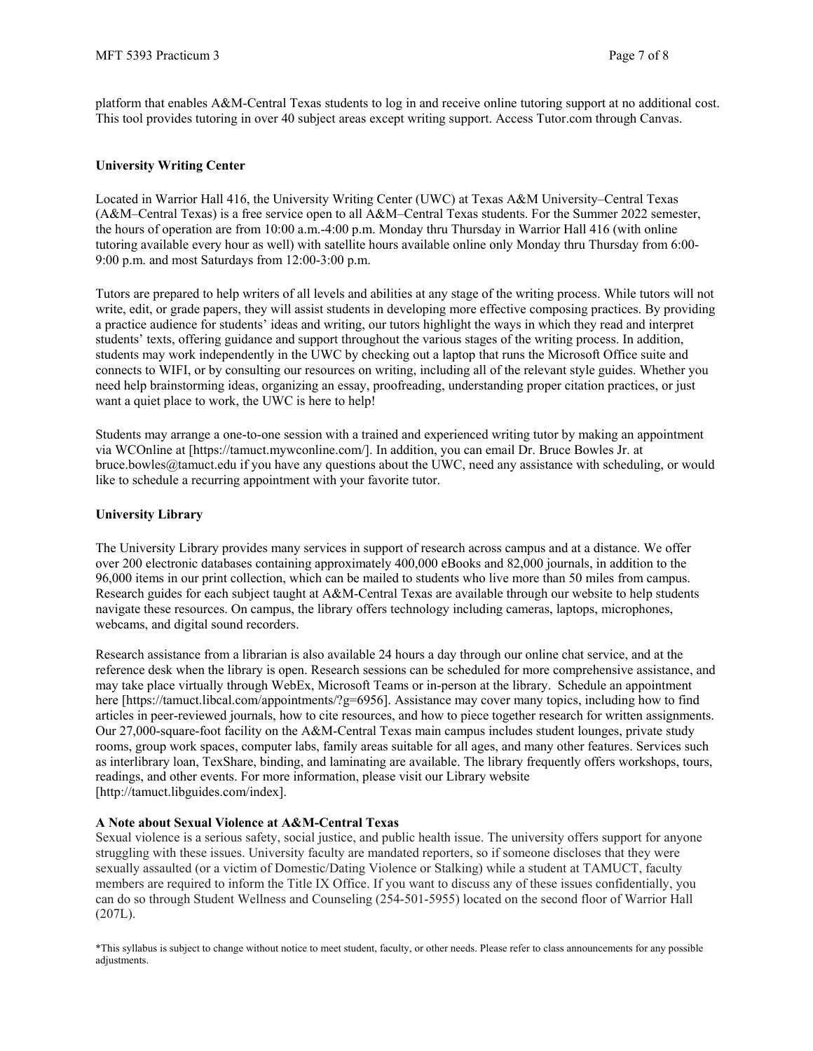platform that enables A&M-Central Texas students to log in and receive online tutoring support at no additional cost. This tool provides tutoring in over 40 subject areas except writing support. Access Tutor.com through Canvas.

**University Writing Center**

Located in Warrior Hall 416, the University Writing Center (UWC) at Texas A&M University–Central Texas (A&M–Central Texas) is a free service open to all A&M–Central Texas students. For the Summer 2022 semester, the hours of operation are from 10:00 a.m.-4:00 p.m. Monday thru Thursday in Warrior Hall 416 (with online tutoring available every hour as well) with satellite hours available online only Monday thru Thursday from 6:00-9:00 p.m. and most Saturdays from 12:00-3:00 p.m.

Tutors are prepared to help writers of all levels and abilities at any stage of the writing process. While tutors will not write, edit, or grade papers, they will assist students in developing more effective composing practices. By providing a practice audience for students' ideas and writing, our tutors highlight the ways in which they read and interpret students' texts, offering guidance and support throughout the various stages of the writing process. In addition, students may work independently in the UWC by checking out a laptop that runs the Microsoft Office suite and connects to WIFI, or by consulting our resources on writing, including all of the relevant style guides. Whether you need help brainstorming ideas, organizing an essay, proofreading, understanding proper citation practices, or just want a quiet place to work, the UWC is here to help!

Students may arrange a one-to-one session with a trained and experienced writing tutor by making an appointment via WCOnline at [https://tamuct.mywconline.com/]. In addition, you can email Dr. Bruce Bowles Jr. at bruce.bowles@tamuct.edu if you have any questions about the UWC, need any assistance with scheduling, or would like to schedule a recurring appointment with your favorite tutor.

**University Library**

The University Library provides many services in support of research across campus and at a distance. We offer over 200 electronic databases containing approximately 400,000 eBooks and 82,000 journals, in addition to the 96,000 items in our print collection, which can be mailed to students who live more than 50 miles from campus. Research guides for each subject taught at A&M-Central Texas are available through our website to help students navigate these resources. On campus, the library offers technology including cameras, laptops, microphones, webcams, and digital sound recorders.

Research assistance from a librarian is also available 24 hours a day through our online chat service, and at the reference desk when the library is open. Research sessions can be scheduled for more comprehensive assistance, and may take place virtually through WebEx, Microsoft Teams or in-person at the library. Schedule an appointment here [https://tamuct.libcal.com/appointments/?g=6956]. Assistance may cover many topics, including how to find articles in peer-reviewed journals, how to cite resources, and how to piece together research for written assignments. Our 27,000-square-foot facility on the A&M-Central Texas main campus includes student lounges, private study rooms, group work spaces, computer labs, family areas suitable for all ages, and many other features. Services such as interlibrary loan, TexShare, binding, and laminating are available. The library frequently offers workshops, tours, readings, and other events. For more information, please visit our Library website [http://tamuct.libguides.com/index].

**A Note about Sexual Violence at A&M-Central Texas**

Sexual violence is a serious safety, social justice, and public health issue. The university offers support for anyone struggling with these issues. University faculty are mandated reporters, so if someone discloses that they were sexually assaulted (or a victim of Domestic/Dating Violence or Stalking) while a student at TAMUCT, faculty members are required to inform the Title IX Office. If you want to discuss any of these issues confidentially, you can do so through Student Wellness and Counseling (254-501-5955) located on the second floor of Warrior Hall (207L).

*This syllabus is subject to change without notice to meet student, faculty, or other needs. Please refer to class announcements for any possible adjustments.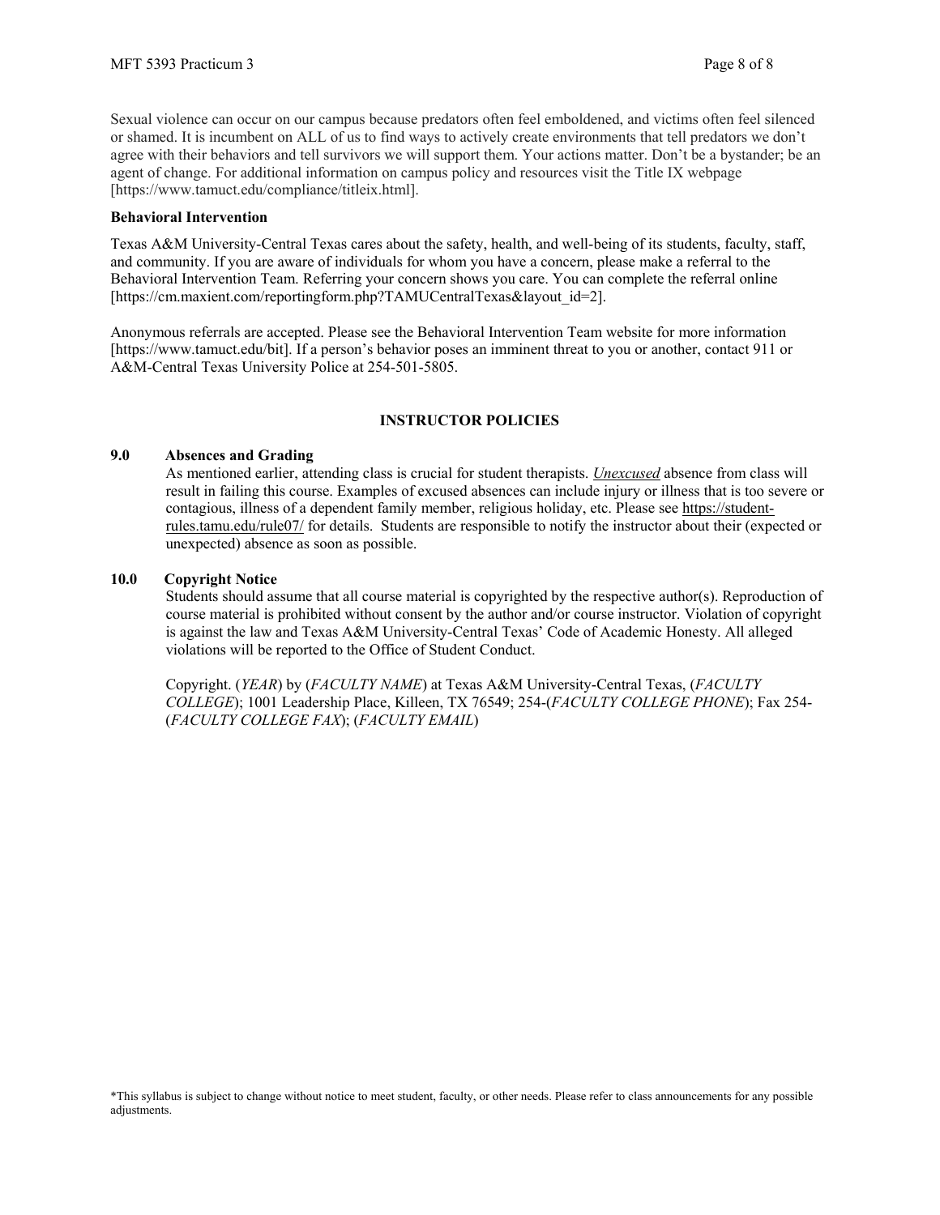Sexual violence can occur on our campus because predators often feel emboldened, and victims often feel silenced or shamed. It is incumbent on ALL of us to find ways to actively create environments that tell predators we don't agree with their behaviors and tell survivors we will support them. Your actions matter. Don't be a bystander; be an agent of change. For additional information on campus policy and resources visit the Title IX webpage [https://www.tamuct.edu/compliance/titleix.html].

**Behavioral Intervention**

Texas A&M University-Central Texas cares about the safety, health, and well-being of its students, faculty, staff, and community. If you are aware of individuals for whom you have a concern, please make a referral to the Behavioral Intervention Team. Referring your concern shows you care. You can complete the referral online [https://cm.maxient.com/reportingform.php?TAMUCentralTexas&layout_id=2].

Anonymous referrals are accepted. Please see the Behavioral Intervention Team website for more information [https://www.tamuct.edu/bit]. If a person's behavior poses an imminent threat to you or another, contact 911 or A&M-Central Texas University Police at 254-501-5805.

## INSTRUCTOR POLICIES

### 9.0 Absences and Grading

As mentioned earlier, attending class is crucial for student therapists. ***Unexcused*** absence from class will result in failing this course. Examples of excused absences can include injury or illness that is too severe or contagious, illness of a dependent family member, religious holiday, etc. Please see https://student-rules.tamu.edu/rule07/ for details. Students are responsible to notify the instructor about their (expected or unexpected) absence as soon as possible.

### 10.0 Copyright Notice

Students should assume that all course material is copyrighted by the respective author(s). Reproduction of course material is prohibited without consent by the author and/or course instructor. Violation of copyright is against the law and Texas A&M University-Central Texas' Code of Academic Honesty. All alleged violations will be reported to the Office of Student Conduct.

Copyright. (*YEAR*) by (*FACULTY NAME*) at Texas A&M University-Central Texas, (*FACULTY COLLEGE*); 1001 Leadership Place, Killeen, TX 76549; 254-(*FACULTY COLLEGE PHONE*); Fax 254-(*FACULTY COLLEGE FAX*); (*FACULTY EMAIL*)

*This syllabus is subject to change without notice to meet student, faculty, or other needs. Please refer to class announcements for any possible adjustments.